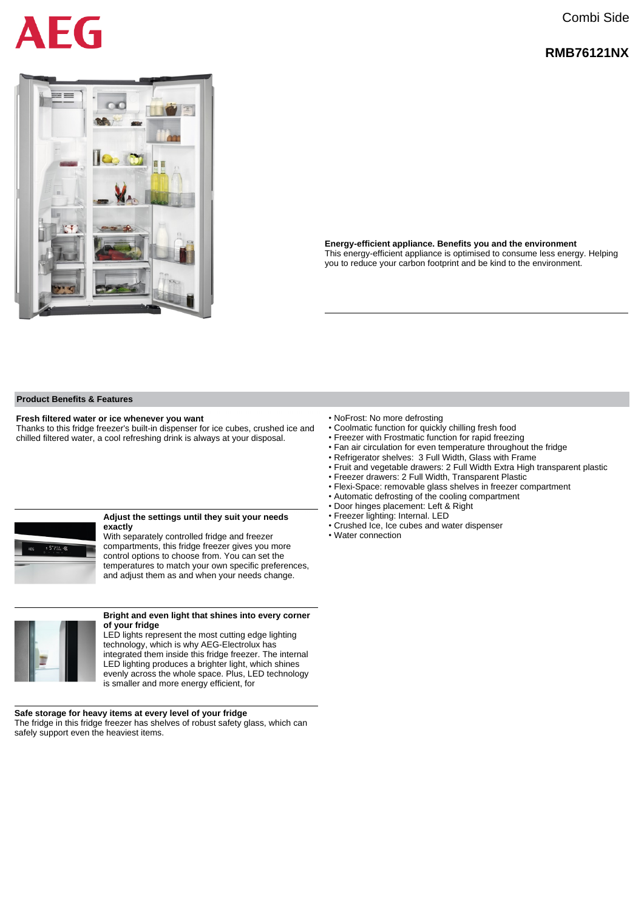# AEG

Combi Side

**RMB76121NX**

**Energy-efficient appliance. Benefits you and the environment**
This energy-efficient appliance is optimised to consume less energy. Helping you to reduce your carbon footprint and be kind to the environment.

## Product Benefits & Features

**Fresh filtered water or ice whenever you want**
Thanks to this fridge freezer's built-in dispenser for ice cubes, crushed ice and chilled filtered water, a cool refreshing drink is always at your disposal.

**Adjust the settings until they suit your needs exactly**
With separately controlled fridge and freezer compartments, this fridge freezer gives you more control options to choose from. You can set the temperatures to match your own specific preferences, and adjust them as and when your needs change.

**Bright and even light that shines into every corner of your fridge**
LED lights represent the most cutting edge lighting technology, which is why AEG-Electrolux has integrated them inside this fridge freezer. The internal LED lighting produces a brighter light, which shines evenly across the whole space. Plus, LED technology is smaller and more energy efficient, for

**Safe storage for heavy items at every level of your fridge**
The fridge in this fridge freezer has shelves of robust safety glass, which can safely support even the heaviest items.

- NoFrost: No more defrosting
- Coolmatic function for quickly chilling fresh food
- Freezer with Frostmatic function for rapid freezing
- Fan air circulation for even temperature throughout the fridge
- Refrigerator shelves: 3 Full Width, Glass with Frame
- Fruit and vegetable drawers: 2 Full Width Extra High transparent plastic
- Freezer drawers: 2 Full Width, Transparent Plastic
- Flexi-Space: removable glass shelves in freezer compartment
- Automatic defrosting of the cooling compartment
- Door hinges placement: Left & Right
- Freezer lighting: Internal. LED
- Crushed Ice, Ice cubes and water dispenser
- Water connection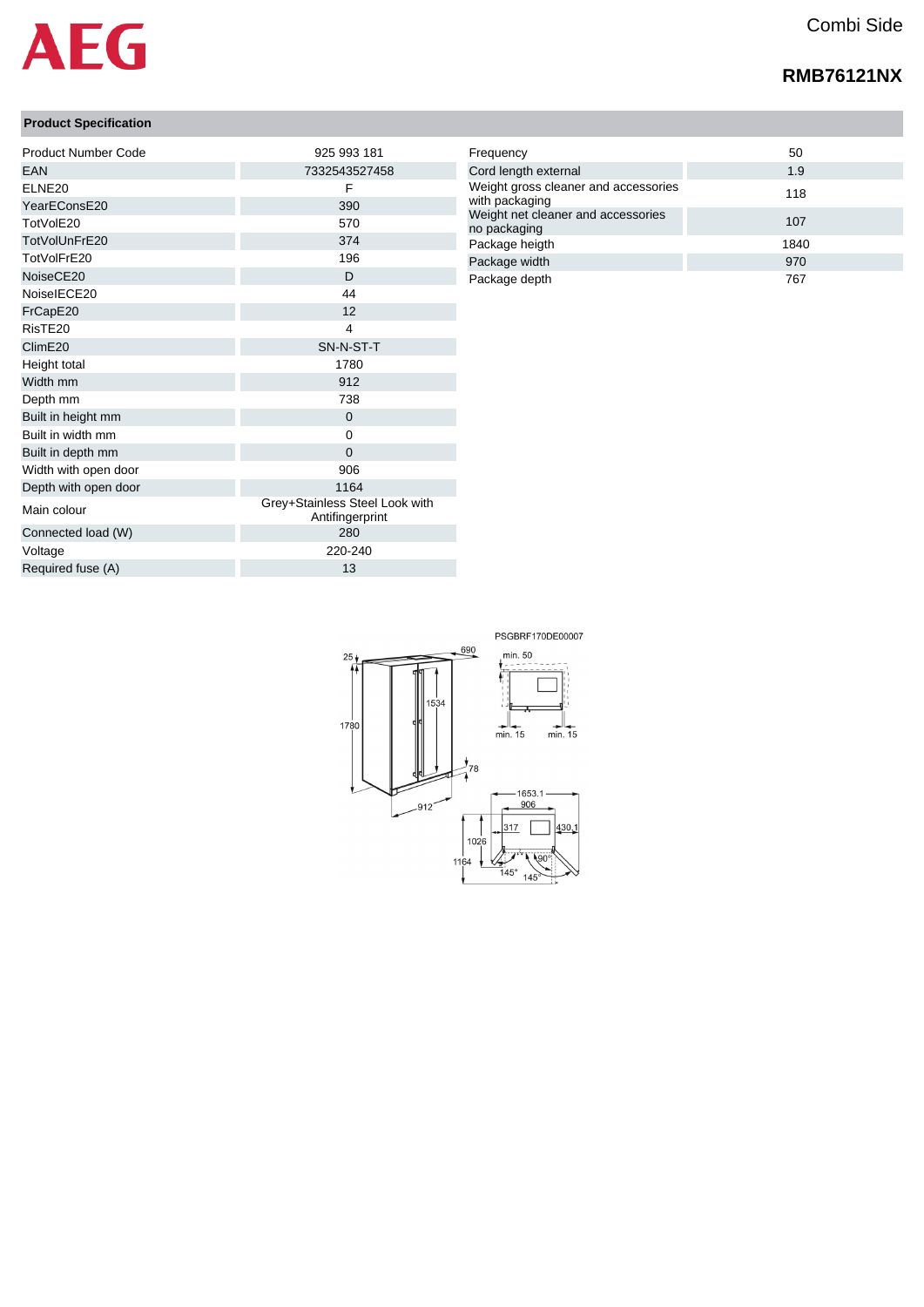Combi Side

**RMB76121NX**

## Product Specification

| | |
|---|---|
| Product Number Code | 925 993 181 |
| EAN | 7332543527458 |
| ELNE20 | F |
| YearEConsE20 | 390 |
| TotVolE20 | 570 |
| TotVolUnFrE20 | 374 |
| TotVolFrE20 | 196 |
| NoiseCE20 | D |
| NoiseIECE20 | 44 |
| FrCapE20 | 12 |
| RisTE20 | 4 |
| ClimE20 | SN-N-ST-T |
| Height total | 1780 |
| Width mm | 912 |
| Depth mm | 738 |
| Built in height mm | 0 |
| Built in width mm | 0 |
| Built in depth mm | 0 |
| Width with open door | 906 |
| Depth with open door | 1164 |
| Main colour | Grey+Stainless Steel Look with Antifingerprint |
| Connected load (W) | 280 |
| Voltage | 220-240 |
| Required fuse (A) | 13 |

| | |
|---|---|
| Frequency | 50 |
| Cord length external | 1.9 |
| Weight gross cleaner and accessories with packaging | 118 |
| Weight net cleaner and accessories no packaging | 107 |
| Package heigth | 1840 |
| Package width | 970 |
| Package depth | 767 |

PSGBRF170DE00007

25
690
1534
1780
78
912
min. 50
min. 15
min. 15
1653.1
906
317
430.1
1026
1164
90°
145°
145°